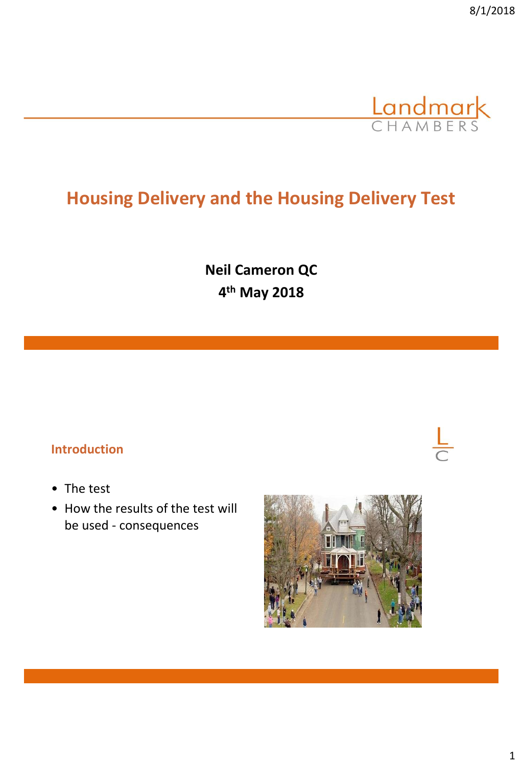# Housing Delivery and the Housing Delivery Test

**Neil Cameron QC**
**4th May 2018**

## Introduction

- The test
- How the results of the test will be used - consequences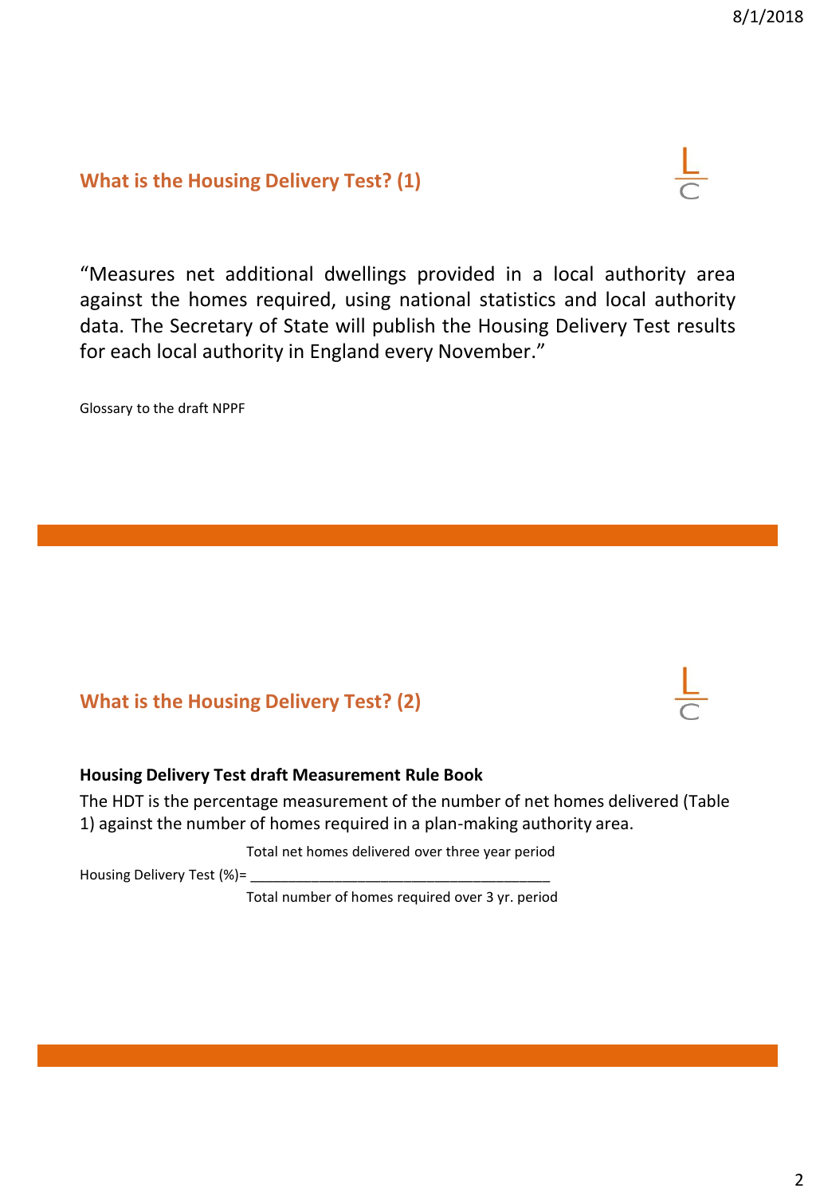## What is the Housing Delivery Test? (1)

"Measures net additional dwellings provided in a local authority area against the homes required, using national statistics and local authority data. The Secretary of State will publish the Housing Delivery Test results for each local authority in England every November."

Glossary to the draft NPPF

## What is the Housing Delivery Test? (2)

**Housing Delivery Test draft Measurement Rule Book**

The HDT is the percentage measurement of the number of net homes delivered (Table 1) against the number of homes required in a plan-making authority area.

$$\text{Housing Delivery Test (\%)} = \frac{\text{Total net homes delivered over three year period}}{\text{Total number of homes required over 3 yr. period}}$$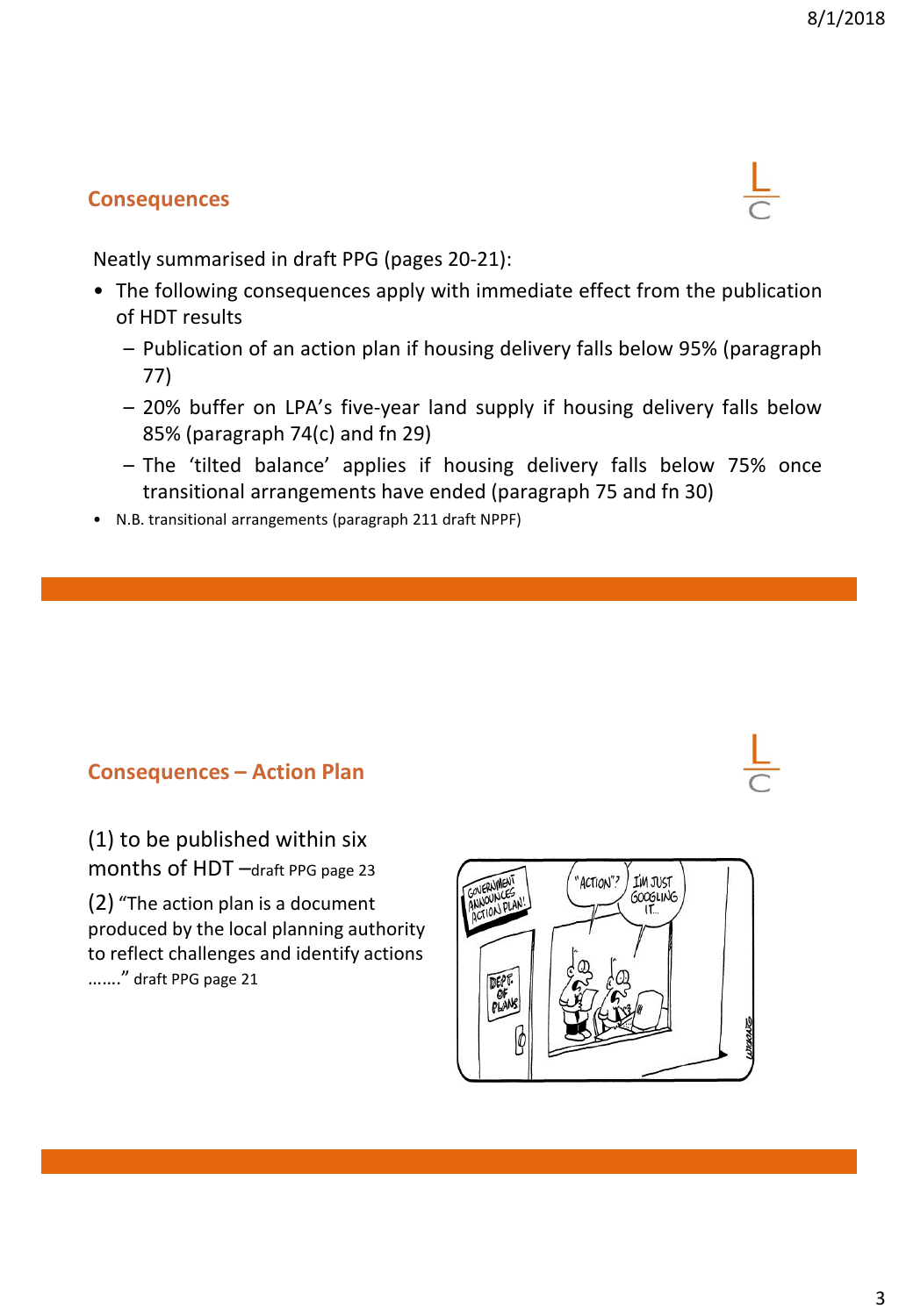## Consequences

Neatly summarised in draft PPG (pages 20-21):

- The following consequences apply with immediate effect from the publication of HDT results
  - Publication of an action plan if housing delivery falls below 95% (paragraph 77)
  - 20% buffer on LPA's five-year land supply if housing delivery falls below 85% (paragraph 74(c) and fn 29)
  - The 'tilted balance' applies if housing delivery falls below 75% once transitional arrangements have ended (paragraph 75 and fn 30)
- N.B. transitional arrangements (paragraph 211 draft NPPF)

## Consequences – Action Plan

(1) to be published within six months of HDT – draft PPG page 23

(2) "The action plan is a document produced by the local planning authority to reflect challenges and identify actions ……." draft PPG page 21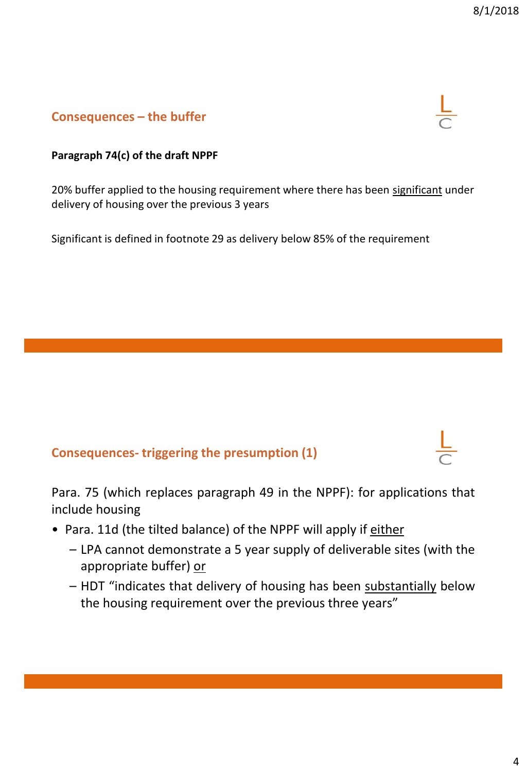## Consequences – the buffer

**Paragraph 74(c) of the draft NPPF**

20% buffer applied to the housing requirement where there has been <u>significant</u> under delivery of housing over the previous 3 years

Significant is defined in footnote 29 as delivery below 85% of the requirement

## Consequences- triggering the presumption (1)

Para. 75 (which replaces paragraph 49 in the NPPF): for applications that include housing

- Para. 11d (the tilted balance) of the NPPF will apply if <u>either</u>
  - LPA cannot demonstrate a 5 year supply of deliverable sites (with the appropriate buffer) <u>or</u>
  - HDT "indicates that delivery of housing has been <u>substantially</u> below the housing requirement over the previous three years"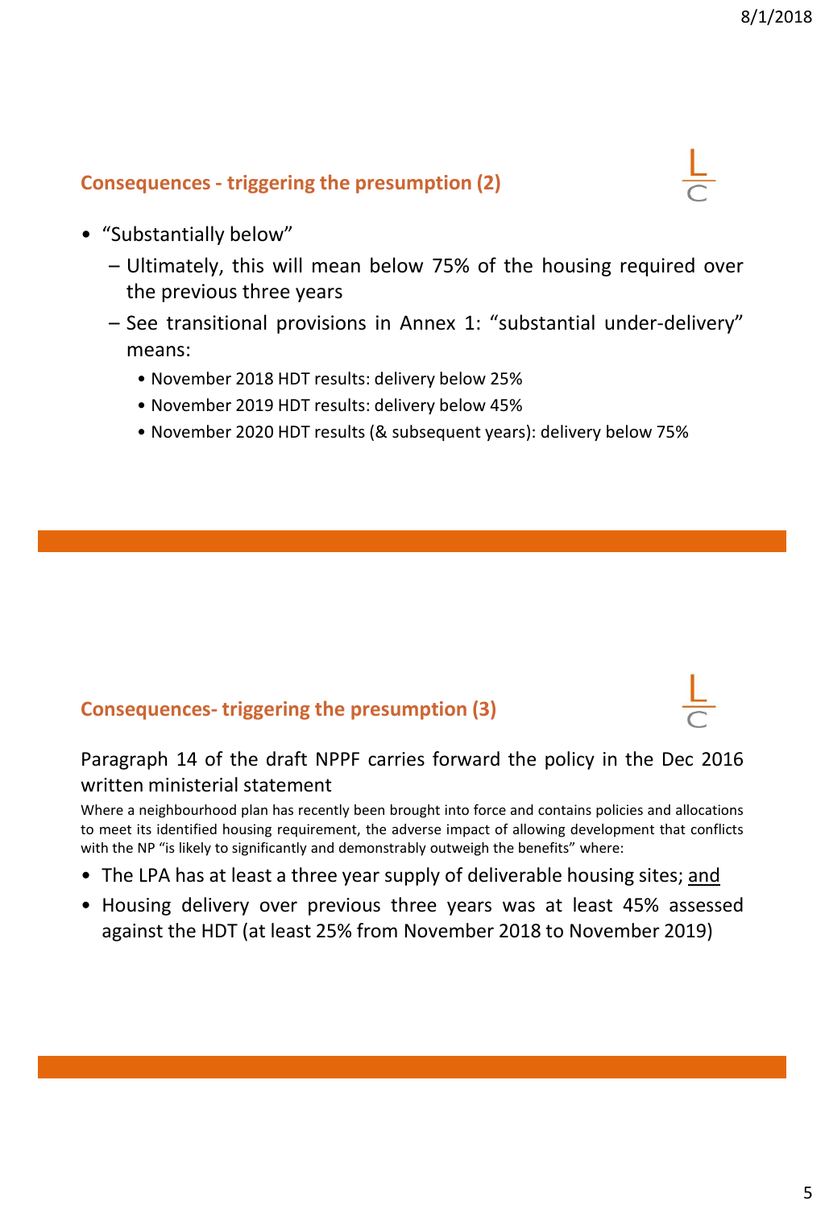## Consequences - triggering the presumption (2)

- "Substantially below"
  - Ultimately, this will mean below 75% of the housing required over the previous three years
  - See transitional provisions in Annex 1: "substantial under-delivery" means:
    - November 2018 HDT results: delivery below 25%
    - November 2019 HDT results: delivery below 45%
    - November 2020 HDT results (& subsequent years): delivery below 75%

## Consequences- triggering the presumption (3)

Paragraph 14 of the draft NPPF carries forward the policy in the Dec 2016 written ministerial statement

Where a neighbourhood plan has recently been brought into force and contains policies and allocations to meet its identified housing requirement, the adverse impact of allowing development that conflicts with the NP "is likely to significantly and demonstrably outweigh the benefits" where:

- The LPA has at least a three year supply of deliverable housing sites; <u>and</u>
- Housing delivery over previous three years was at least 45% assessed against the HDT (at least 25% from November 2018 to November 2019)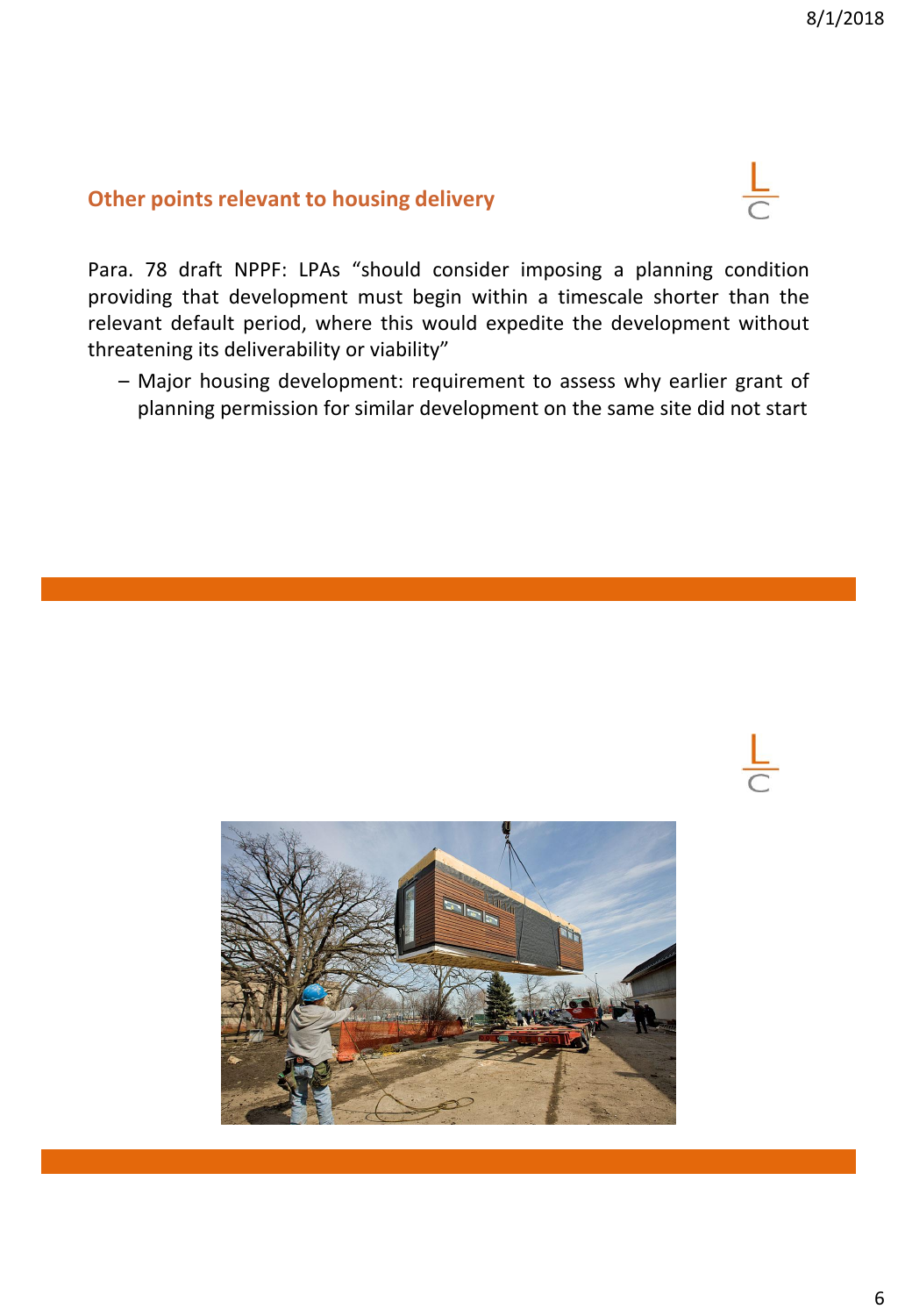## Other points relevant to housing delivery

Para. 78 draft NPPF: LPAs “should consider imposing a planning condition providing that development must begin within a timescale shorter than the relevant default period, where this would expedite the development without threatening its deliverability or viability”

- Major housing development: requirement to assess why earlier grant of planning permission for similar development on the same site did not start